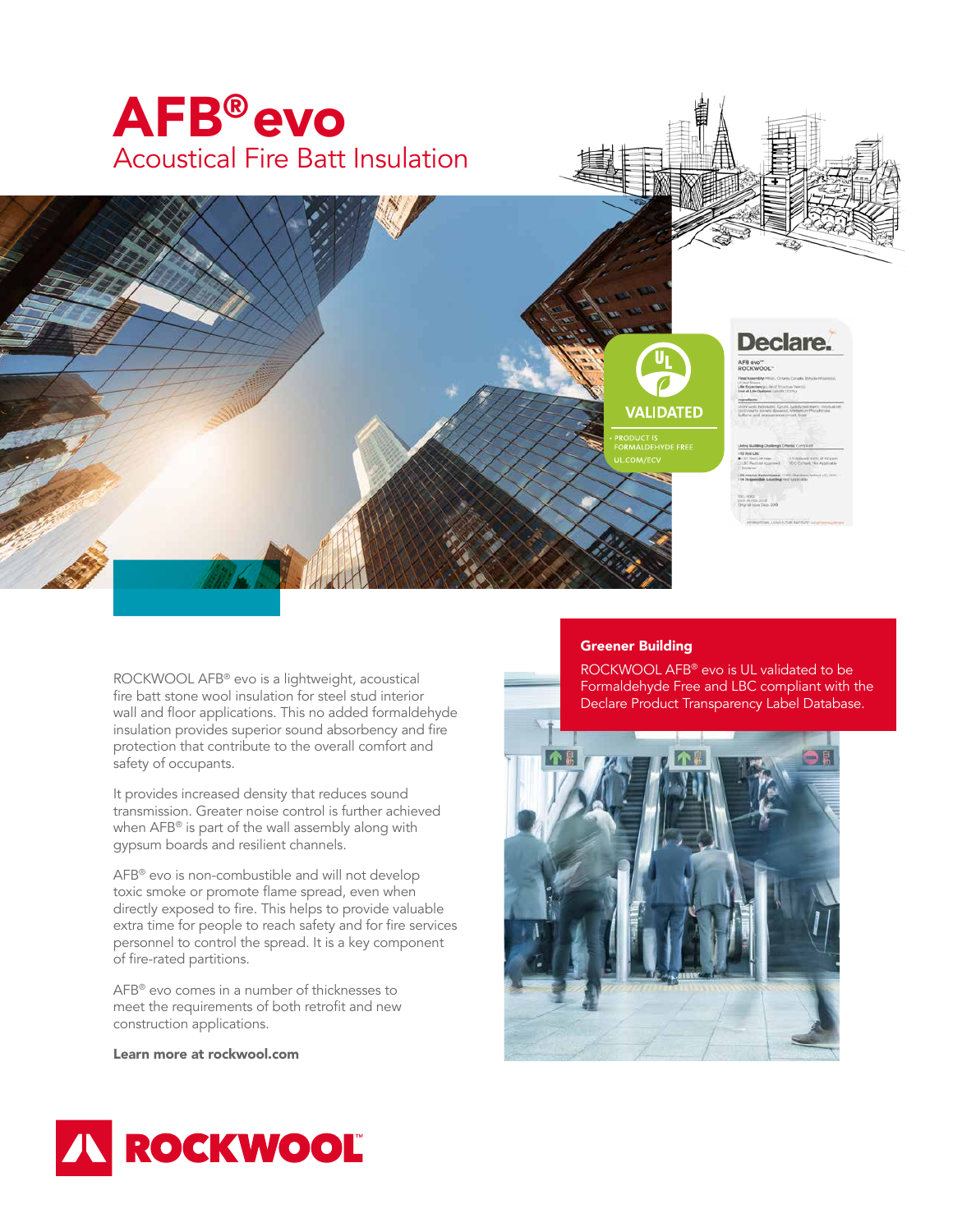# AFB® evo

## Acoustical Fire Batt Insulation

ROCKWOOL AFB® evo is a lightweight, acoustical fire batt stone wool insulation for steel stud interior wall and floor applications. This no added formaldehyde insulation provides superior sound absorbency and fire protection that contribute to the overall comfort and safety of occupants.

It provides increased density that reduces sound transmission. Greater noise control is further achieved when AFB® is part of the wall assembly along with gypsum boards and resilient channels.

AFB® evo is non-combustible and will not develop toxic smoke or promote flame spread, even when directly exposed to fire. This helps to provide valuable extra time for people to reach safety and for fire services personnel to control the spread. It is a key component of fire-rated partitions.

AFB® evo comes in a number of thicknesses to meet the requirements of both retrofit and new construction applications.

**Learn more at rockwool.com**

### Greener Building

ROCKWOOL AFB® evo is UL validated to be Formaldehyde Free and LBC compliant with the Declare Product Transparency Label Database.

VALIDATED
- PRODUCT IS FORMALDEHYDE FREE
UL.COM/ECV

ROCKWOOL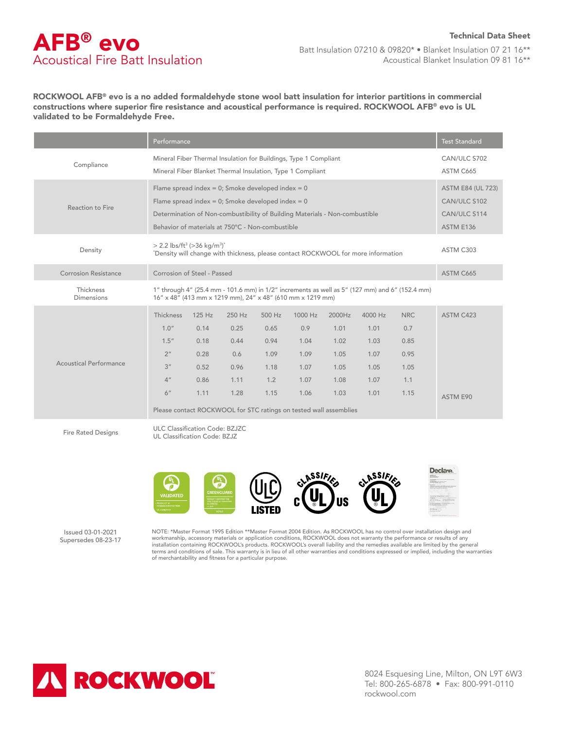# AFB® evo

## Acoustical Fire Batt Insulation

**Technical Data Sheet**

Batt Insulation 07210 & 09820* • Blanket Insulation 07 21 16**
Acoustical Blanket Insulation 09 81 16**

**ROCKWOOL AFB® evo is a no added formaldehyde stone wool batt insulation for interior partitions in commercial constructions where superior fire resistance and acoustical performance is required. ROCKWOOL AFB® evo is UL validated to be Formaldehyde Free.**

| | Performance | Test Standard |
|---|---|---|
| Compliance | Mineral Fiber Thermal Insulation for Buildings, Type 1 Compliant | CAN/ULC S702 |
| | Mineral Fiber Blanket Thermal Insulation, Type 1 Compliant | ASTM C665 |
| Reaction to Fire | Flame spread index = 0; Smoke developed index = 0 | ASTM E84 (UL 723) |
| | Flame spread index = 0; Smoke developed index = 0 | CAN/ULC S102 |
| | Determination of Non-combustibility of Building Materials - Non-combustible | CAN/ULC S114 |
| | Behavior of materials at 750°C - Non-combustible | ASTM E136 |
| Density | > 2.2 lbs/ft³ (>36 kg/m³)* *Density will change with thickness, please contact ROCKWOOL for more information | ASTM C303 |
| Corrosion Resistance | Corrosion of Steel - Passed | ASTM C665 |
| Thickness Dimensions | 1" through 4" (25.4 mm - 101.6 mm) in 1/2" increments as well as 5" (127 mm) and 6" (152.4 mm) 16" x 48" (413 mm x 1219 mm), 24" x 48" (610 mm x 1219 mm) | |
| Fire Rated Designs | ULC Classification Code: BZJZC UL Classification Code: BZJZ | |

**Acoustical Performance** (Test Standard: ASTM C423, ASTM E90)

| Thickness | 125 Hz | 250 Hz | 500 Hz | 1000 Hz | 2000Hz | 4000 Hz | NRC |
|---|---|---|---|---|---|---|---|
| 1.0" | 0.14 | 0.25 | 0.65 | 0.9 | 1.01 | 1.01 | 0.7 |
| 1.5" | 0.18 | 0.44 | 0.94 | 1.04 | 1.02 | 1.03 | 0.85 |
| 2" | 0.28 | 0.6 | 1.09 | 1.09 | 1.05 | 1.07 | 0.95 |
| 3" | 0.52 | 0.96 | 1.18 | 1.07 | 1.05 | 1.05 | 1.05 |
| 4" | 0.86 | 1.11 | 1.2 | 1.07 | 1.08 | 1.07 | 1.1 |
| 6" | 1.11 | 1.28 | 1.15 | 1.06 | 1.03 | 1.01 | 1.15 |

Please contact ROCKWOOL for STC ratings on tested wall assemblies

Issued 03-01-2021
Supersedes 08-23-17

NOTE: *Master Format 1995 Edition **Master Format 2004 Edition. As ROCKWOOL has no control over installation design and workmanship, accessory materials or application conditions, ROCKWOOL does not warranty the performance or results of any installation containing ROCKWOOL's products. ROCKWOOL's overall liability and the remedies available are limited by the general terms and conditions of sale. This warranty is in lieu of all other warranties and conditions expressed or implied, including the warranties of merchantability and fitness for a particular purpose.

ROCKWOOL

8024 Esquesing Line, Milton, ON L9T 6W3
Tel: 800-265-6878 • Fax: 800-991-0110
rockwool.com